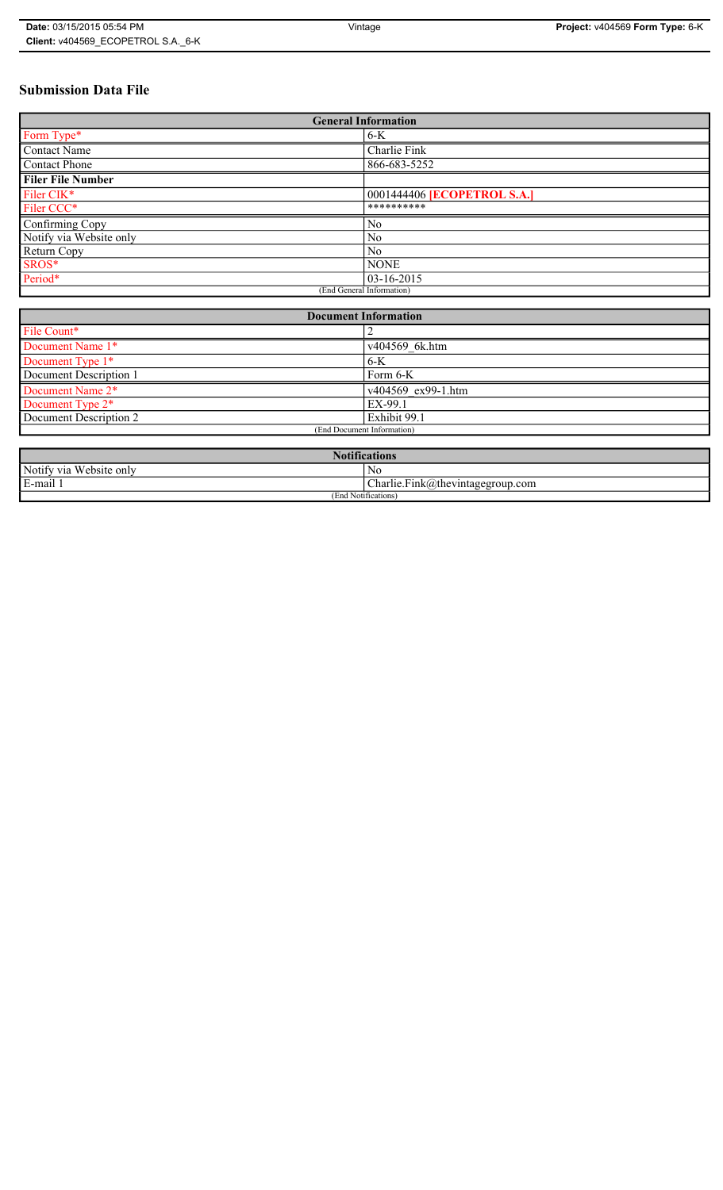# Submission Data File

| General Information | |
|---|---|
| Form Type* | 6-K |
| Contact Name | Charlie Fink |
| Contact Phone | 866-683-5252 |
| **Filer File Number** | |
| Filer CIK* | 0001444406 **[ECOPETROL S.A.]** |
| Filer CCC* | ********** |
| Confirming Copy | No |
| Notify via Website only | No |
| Return Copy | No |
| SROS* | NONE |
| Period* | 03-16-2015 |
| (End General Information) | |

| Document Information | |
|---|---|
| File Count* | 2 |
| Document Name 1* | v404569_6k.htm |
| Document Type 1* | 6-K |
| Document Description 1 | Form 6-K |
| Document Name 2* | v404569_ex99-1.htm |
| Document Type 2* | EX-99.1 |
| Document Description 2 | Exhibit 99.1 |
| (End Document Information) | |

| Notifications | |
|---|---|
| Notify via Website only | No |
| E-mail 1 | Charlie.Fink@thevintagegroup.com |
| (End Notifications) | |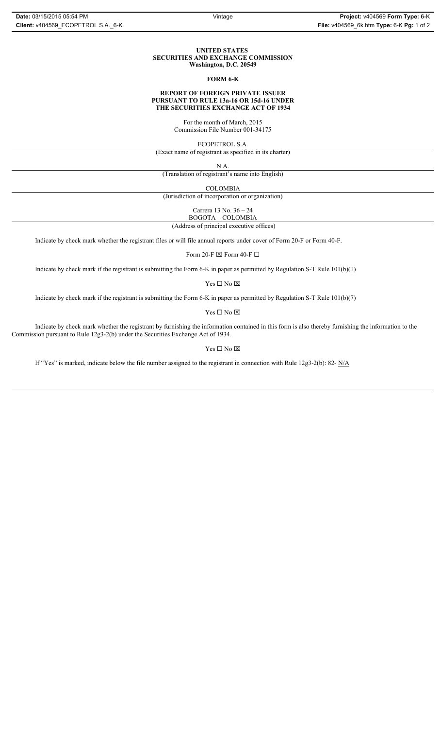**UNITED STATES**
**SECURITIES AND EXCHANGE COMMISSION**
**Washington, D.C. 20549**

**FORM 6-K**

**REPORT OF FOREIGN PRIVATE ISSUER**
**PURSUANT TO RULE 13a-16 OR 15d-16 UNDER**
**THE SECURITIES EXCHANGE ACT OF 1934**

For the month of March, 2015
Commission File Number 001-34175

ECOPETROL S.A.

(Exact name of registrant as specified in its charter)

N.A.

(Translation of registrant's name into English)

COLOMBIA

(Jurisdiction of incorporation or organization)

Carrera 13 No. 36 – 24
BOGOTA – COLOMBIA

(Address of principal executive offices)

Indicate by check mark whether the registrant files or will file annual reports under cover of Form 20-F or Form 40-F.

Form 20-F ☒ Form 40-F ☐

Indicate by check mark if the registrant is submitting the Form 6-K in paper as permitted by Regulation S-T Rule 101(b)(1)

Yes ☐ No ☒

Indicate by check mark if the registrant is submitting the Form 6-K in paper as permitted by Regulation S-T Rule 101(b)(7)

Yes ☐ No ☒

Indicate by check mark whether the registrant by furnishing the information contained in this form is also thereby furnishing the information to the Commission pursuant to Rule 12g3-2(b) under the Securities Exchange Act of 1934.

Yes ☐ No ☒

If "Yes" is marked, indicate below the file number assigned to the registrant in connection with Rule 12g3-2(b): 82- N/A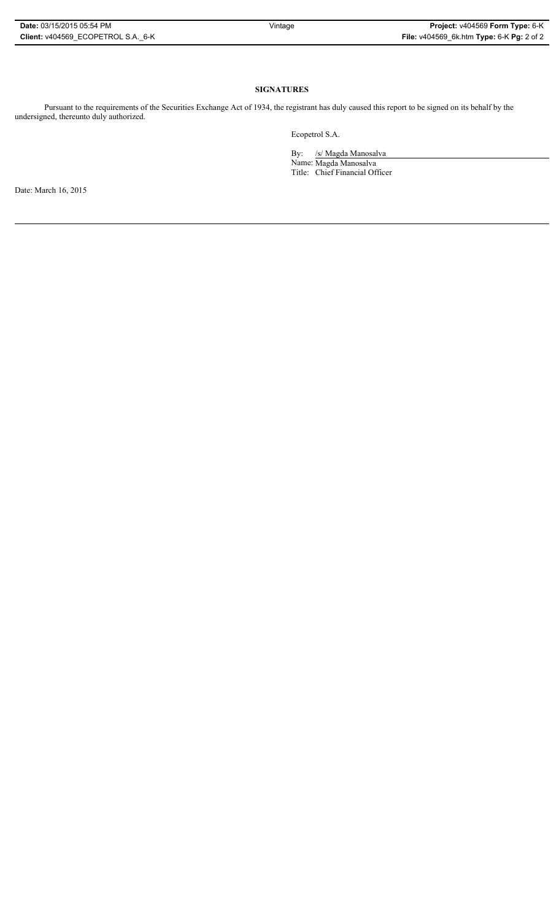**SIGNATURES**

Pursuant to the requirements of the Securities Exchange Act of 1934, the registrant has duly caused this report to be signed on its behalf by the undersigned, thereunto duly authorized.

Ecopetrol S.A.

By: /s/ Magda Manosalva

Name: Magda Manosalva

Title: Chief Financial Officer

Date: March 16, 2015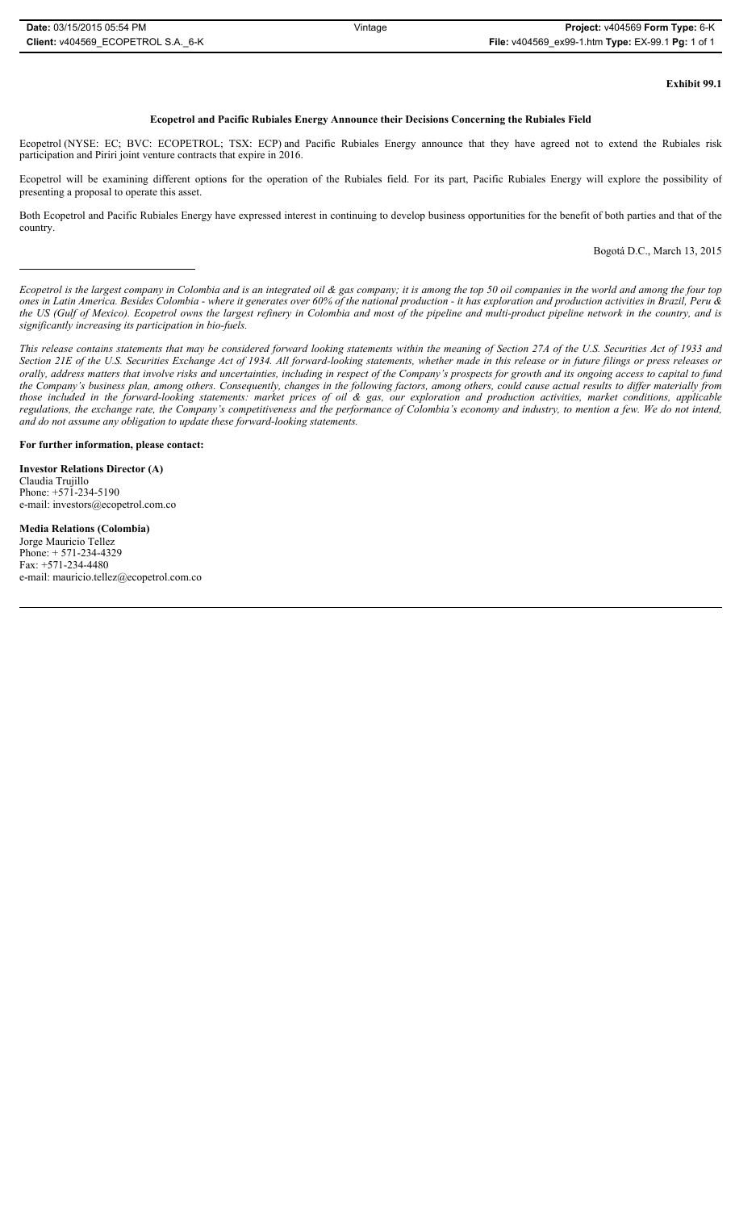**Exhibit 99.1**

**Ecopetrol and Pacific Rubiales Energy Announce their Decisions Concerning the Rubiales Field**

Ecopetrol (NYSE: EC; BVC: ECOPETROL; TSX: ECP) and Pacific Rubiales Energy announce that they have agreed not to extend the Rubiales risk participation and Piriri joint venture contracts that expire in 2016.

Ecopetrol will be examining different options for the operation of the Rubiales field. For its part, Pacific Rubiales Energy will explore the possibility of presenting a proposal to operate this asset.

Both Ecopetrol and Pacific Rubiales Energy have expressed interest in continuing to develop business opportunities for the benefit of both parties and that of the country.

Bogotá D.C., March 13, 2015

---

*Ecopetrol is the largest company in Colombia and is an integrated oil & gas company; it is among the top 50 oil companies in the world and among the four top ones in Latin America. Besides Colombia - where it generates over 60% of the national production - it has exploration and production activities in Brazil, Peru & the US (Gulf of Mexico). Ecopetrol owns the largest refinery in Colombia and most of the pipeline and multi-product pipeline network in the country, and is significantly increasing its participation in bio-fuels.*

*This release contains statements that may be considered forward looking statements within the meaning of Section 27A of the U.S. Securities Act of 1933 and Section 21E of the U.S. Securities Exchange Act of 1934. All forward-looking statements, whether made in this release or in future filings or press releases or orally, address matters that involve risks and uncertainties, including in respect of the Company's prospects for growth and its ongoing access to capital to fund the Company's business plan, among others. Consequently, changes in the following factors, among others, could cause actual results to differ materially from those included in the forward-looking statements: market prices of oil & gas, our exploration and production activities, market conditions, applicable regulations, the exchange rate, the Company's competitiveness and the performance of Colombia's economy and industry, to mention a few. We do not intend, and do not assume any obligation to update these forward-looking statements.*

**For further information, please contact:**

**Investor Relations Director (A)**
Claudia Trujillo
Phone: +571-234-5190
e-mail: investors@ecopetrol.com.co

**Media Relations (Colombia)**
Jorge Mauricio Tellez
Phone: + 571-234-4329
Fax: +571-234-4480
e-mail: mauricio.tellez@ecopetrol.com.co